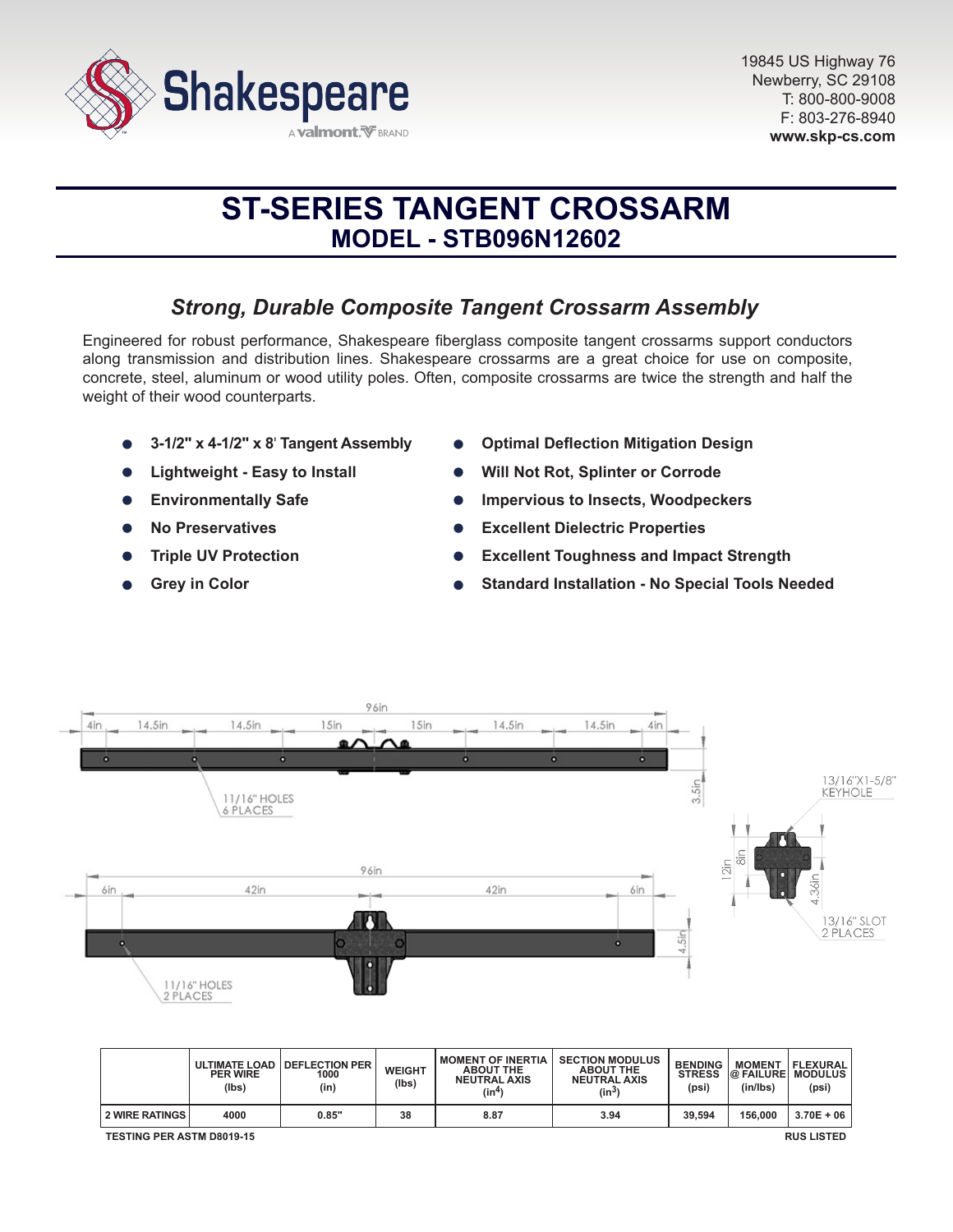Shakespeare

A valmont BRAND

19845 US Highway 76
Newberry, SC 29108
T: 800-800-9008
F: 803-276-8940
**www.skp-cs.com**

# ST-SERIES TANGENT CROSSARM
## MODEL - STB096N12602

### *Strong, Durable Composite Tangent Crossarm Assembly*

Engineered for robust performance, Shakespeare fiberglass composite tangent crossarms support conductors along transmission and distribution lines. Shakespeare crossarms are a great choice for use on composite, concrete, steel, aluminum or wood utility poles. Often, composite crossarms are twice the strength and half the weight of their wood counterparts.

- **3-1/2" x 4-1/2" x 8' Tangent Assembly**
- **Lightweight - Easy to Install**
- **Environmentally Safe**
- **No Preservatives**
- **Triple UV Protection**
- **Grey in Color**
- **Optimal Deflection Mitigation Design**
- **Will Not Rot, Splinter or Corrode**
- **Impervious to Insects, Woodpeckers**
- **Excellent Dielectric Properties**
- **Excellent Toughness and Impact Strength**
- **Standard Installation - No Special Tools Needed**

96in
4in 14.5in 14.5in 15in 15in 14.5in 14.5in 4in
3.5in
11/16" HOLES
6 PLACES

96in
6in 42in 42in 6in
4.5in
11/16" HOLES
2 PLACES

13/16"X1-5/8" KEYHOLE
12in 8in 4.36in
13/16" SLOT
2 PLACES

| | ULTIMATE LOAD PER WIRE (lbs) | DEFLECTION PER 1000 (in) | WEIGHT (lbs) | MOMENT OF INERTIA ABOUT THE NEUTRAL AXIS ($in^4$) | SECTION MODULUS ABOUT THE NEUTRAL AXIS ($in^3$) | BENDING STRESS (psi) | MOMENT @ FAILURE (in/lbs) | FLEXURAL MODULUS (psi) |
|---|---|---|---|---|---|---|---|---|
| 2 WIRE RATINGS | 4000 | 0.85" | 38 | 8.87 | 3.94 | 39,594 | 156,000 | 3.70E + 06 |

TESTING PER ASTM D8019-15

RUS LISTED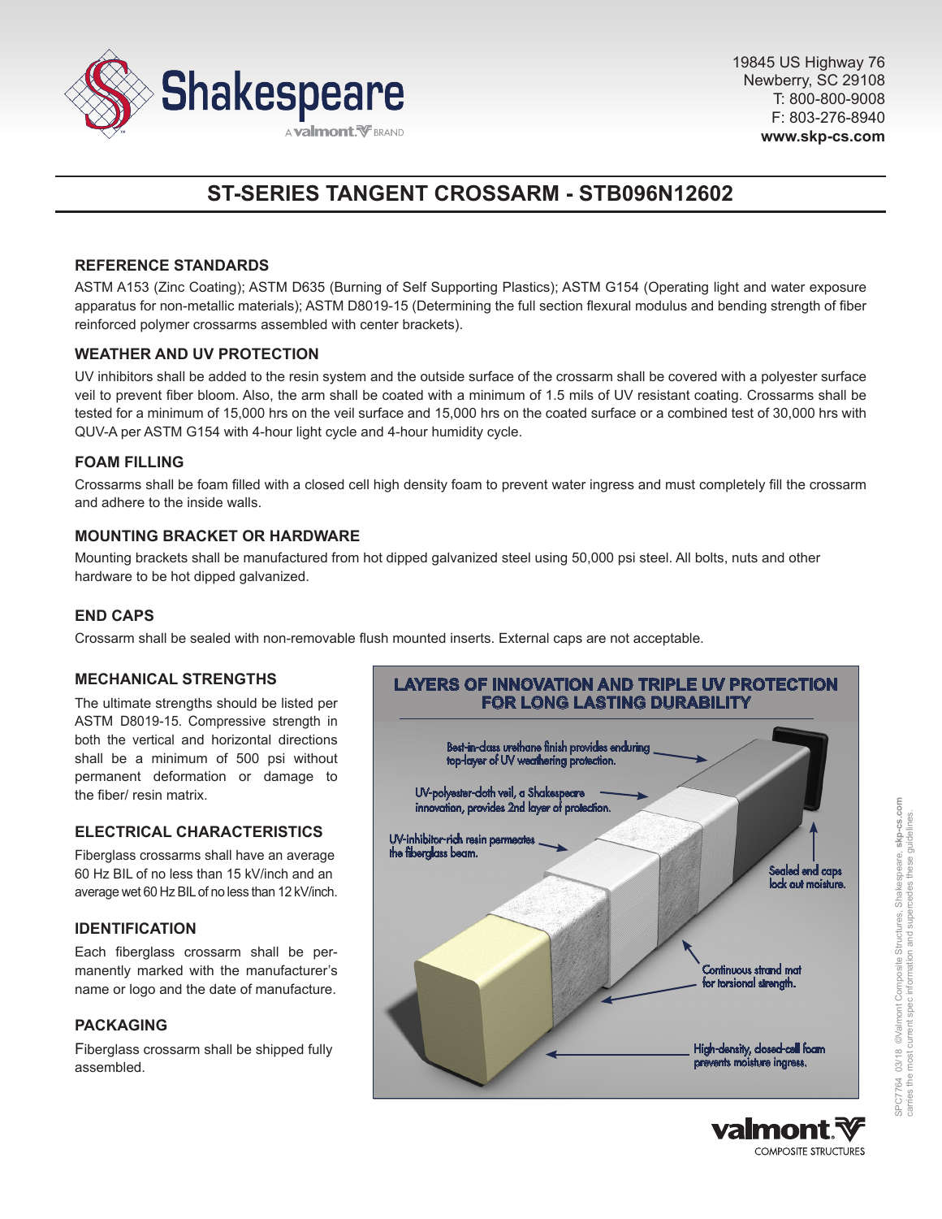Shakespeare

A valmont BRAND

19845 US Highway 76
Newberry, SC 29108
T: 800-800-9008
F: 803-276-8940
**www.skp-cs.com**

# ST-SERIES TANGENT CROSSARM - STB096N12602

## REFERENCE STANDARDS

ASTM A153 (Zinc Coating); ASTM D635 (Burning of Self Supporting Plastics); ASTM G154 (Operating light and water exposure apparatus for non-metallic materials); ASTM D8019-15 (Determining the full section flexural modulus and bending strength of fiber reinforced polymer crossarms assembled with center brackets).

## WEATHER AND UV PROTECTION

UV inhibitors shall be added to the resin system and the outside surface of the crossarm shall be covered with a polyester surface veil to prevent fiber bloom. Also, the arm shall be coated with a minimum of 1.5 mils of UV resistant coating. Crossarms shall be tested for a minimum of 15,000 hrs on the veil surface and 15,000 hrs on the coated surface or a combined test of 30,000 hrs with QUV-A per ASTM G154 with 4-hour light cycle and 4-hour humidity cycle.

## FOAM FILLING

Crossarms shall be foam filled with a closed cell high density foam to prevent water ingress and must completely fill the crossarm and adhere to the inside walls.

## MOUNTING BRACKET OR HARDWARE

Mounting brackets shall be manufactured from hot dipped galvanized steel using 50,000 psi steel. All bolts, nuts and other hardware to be hot dipped galvanized.

## END CAPS

Crossarm shall be sealed with non-removable flush mounted inserts. External caps are not acceptable.

## MECHANICAL STRENGTHS

The ultimate strengths should be listed per ASTM D8019-15. Compressive strength in both the vertical and horizontal directions shall be a minimum of 500 psi without permanent deformation or damage to the fiber/ resin matrix.

## ELECTRICAL CHARACTERISTICS

Fiberglass crossarms shall have an average 60 Hz BIL of no less than 15 kV/inch and an average wet 60 Hz BIL of no less than 12 kV/inch.

## IDENTIFICATION

Each fiberglass crossarm shall be permanently marked with the manufacturer's name or logo and the date of manufacture.

## PACKAGING

Fiberglass crossarm shall be shipped fully assembled.

LAYERS OF INNOVATION AND TRIPLE UV PROTECTION FOR LONG LASTING DURABILITY

Best-in-class urethane finish provides enduring top-layer of UV weathering protection.

UV-polyester-cloth veil, a Shakespeare innovation, provides 2nd layer of protection.

UV-inhibitor-rich resin permeates the fiberglass beam.

Sealed end caps lock out moisture.

Continuous strand mat for torsional strength.

High-density, closed-cell foam prevents moisture ingress.

valmont COMPOSITE STRUCTURES

SPC7764 03/18 ©Valmont Composite Structures, Shakespeare, **skp-cs.com** carries the most current spec information and supercedes these guidelines.